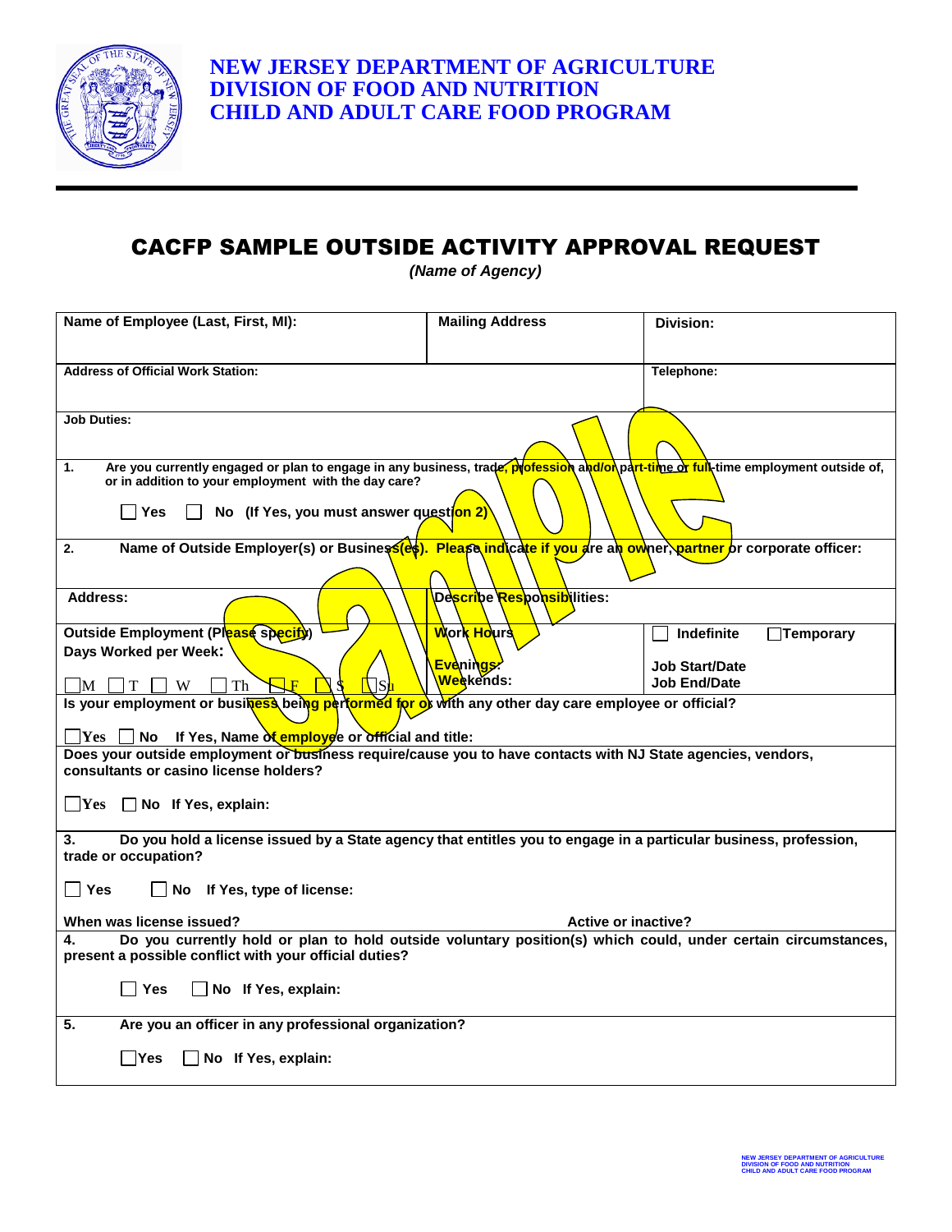# NEW JERSEY DEPARTMENT OF AGRICULTURE
# DIVISION OF FOOD AND NUTRITION
# CHILD AND ADULT CARE FOOD PROGRAM

## CACFP SAMPLE OUTSIDE ACTIVITY APPROVAL REQUEST

*(Name of Agency)*

| Name of Employee (Last, First, MI): | Mailing Address | Division: |
|---|---|---|
| **Address of Official Work Station:** | | **Telephone:** |
| **Job Duties:** | | |

**1.** Are you currently engaged or plan to engage in any business, trade, profession and/or part-time or full-time employment outside of, or in addition to your employment with the day care?

☐ Yes ☐ No (If Yes, you must answer question 2)

**2.** Name of Outside Employer(s) or Business(es). Please indicate if you are an owner, partner or corporate officer:

| Address: | Describe Responsibilities: | |
|---|---|---|
| **Outside Employment (Please specify)**<br>**Days Worked per Week:**<br>☐ M ☐ T ☐ W ☐ Th ☐ F ☐ S ☐ Su | **Work Hours**<br>**Evenings:**<br>**Weekends:** | ☐ Indefinite ☐ Temporary<br>**Job Start/Date**<br>**Job End/Date** |

**Is your employment or business being performed for or with any other day care employee or official?**

☐ Yes ☐ No If Yes, Name of employee or official and title:

**Does your outside employment or business require/cause you to have contacts with NJ State agencies, vendors, consultants or casino license holders?**

☐ Yes ☐ No If Yes, explain:

**3.** Do you hold a license issued by a State agency that entitles you to engage in a particular business, profession, trade or occupation?

☐ Yes ☐ No If Yes, type of license:

**When was license issued?** **Active or inactive?**

**4.** Do you currently hold or plan to hold outside voluntary position(s) which could, under certain circumstances, present a possible conflict with your official duties?

☐ Yes ☐ No If Yes, explain:

**5.** Are you an officer in any professional organization?

☐ Yes ☐ No If Yes, explain: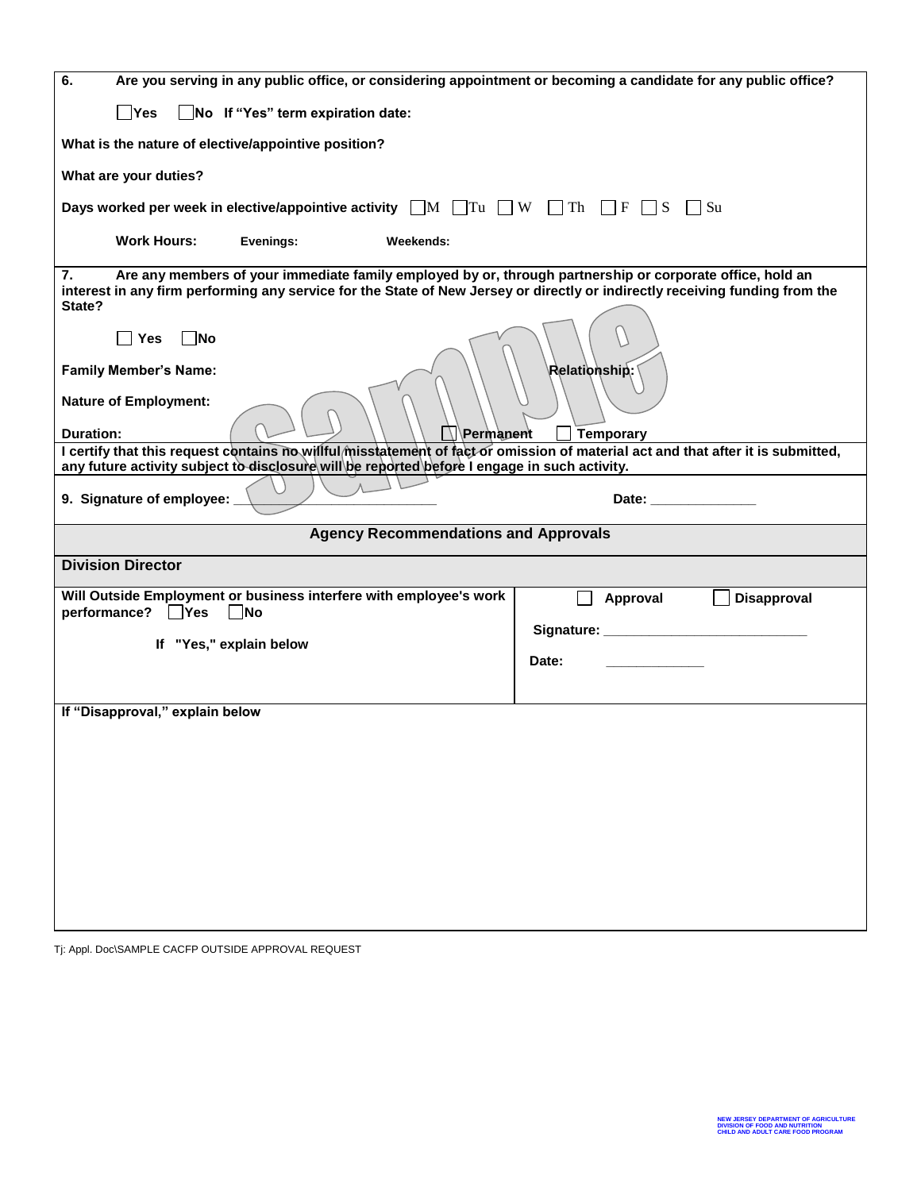6. **Are you serving in any public office, or considering appointment or becoming a candidate for any public office?**

☐ Yes ☐ No **If "Yes" term expiration date:**

**What is the nature of elective/appointive position?**

**What are your duties?**

**Days worked per week in elective/appointive activity** ☐ M ☐ Tu ☐ W ☐ Th ☐ F ☐ S ☐ Su

**Work Hours:** **Evenings:** **Weekends:**

7. **Are any members of your immediate family employed by or, through partnership or corporate office, hold an interest in any firm performing any service for the State of New Jersey or directly or indirectly receiving funding from the State?**

☐ Yes ☐ No

**Family Member's Name:** **Relationship:**

**Nature of Employment:**

**Duration:** ☐ Permanent ☐ Temporary

**I certify that this request contains no willful misstatement of fact or omission of material act and that after it is submitted, any future activity subject to disclosure will be reported before I engage in such activity.**

**9. Signature of employee:** ___________________________ **Date:** ______________

## Agency Recommendations and Approvals

### Division Director

**Will Outside Employment or business interfere with employee's work performance?** ☐ Yes ☐ No

**If "Yes," explain below**

☐ **Approval** ☐ **Disapproval**

**Signature:** ___________________________

**Date:** _____________

**If "Disapproval," explain below**

Tj: Appl. Doc\SAMPLE CACFP OUTSIDE APPROVAL REQUEST

NEW JERSEY DEPARTMENT OF AGRICULTURE
DIVISION OF FOOD AND NUTRITION
CHILD AND ADULT CARE FOOD PROGRAM